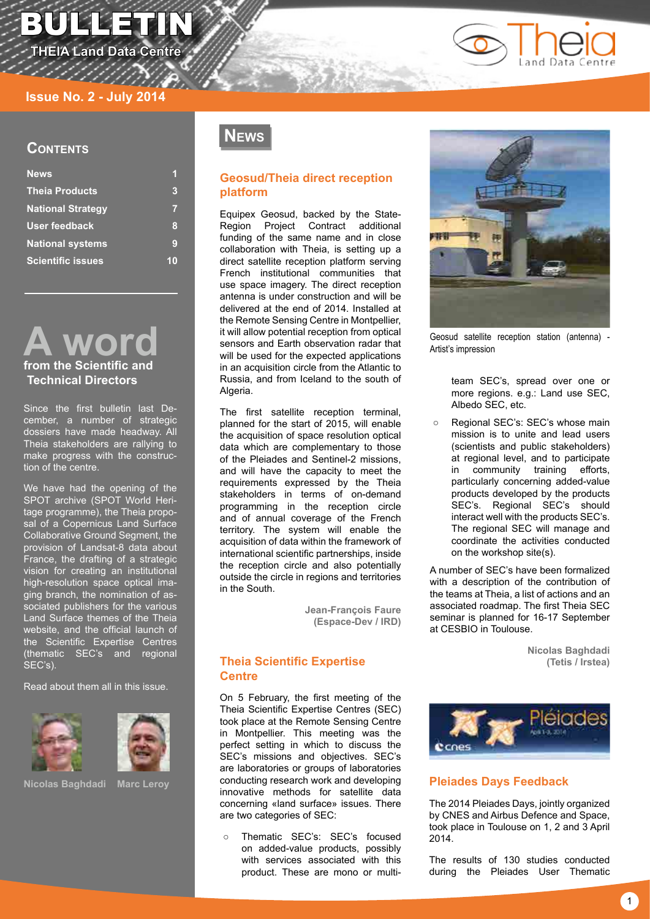# BULLETIN

THEIA Land Data Centre

Issue No. 2 - July 2014

## Contents

| | |
|---|---|
| News | 1 |
| Theia Products | 3 |
| National Strategy | 7 |
| User feedback | 8 |
| National systems | 9 |
| Scientific issues | 10 |

## A word from the Scientific and Technical Directors

Since the first bulletin last December, a number of strategic dossiers have made headway. All Theia stakeholders are rallying to make progress with the construction of the centre.

We have had the opening of the SPOT archive (SPOT World Heritage programme), the Theia proposal of a Copernicus Land Surface Collaborative Ground Segment, the provision of Landsat-8 data about France, the drafting of a strategic vision for creating an institutional high-resolution space optical imaging branch, the nomination of associated publishers for the various Land Surface themes of the Theia website, and the official launch of the Scientific Expertise Centres (thematic SEC's and regional SEC's).

Read about them all in this issue.

Nicolas Baghdadi    Marc Leroy

# News

## Geosud/Theia direct reception platform

Equipex Geosud, backed by the State-Region Project Contract additional funding of the same name and in close collaboration with Theia, is setting up a direct satellite reception platform serving French institutional communities that use space imagery. The direct reception antenna is under construction and will be delivered at the end of 2014. Installed at the Remote Sensing Centre in Montpellier, it will allow potential reception from optical sensors and Earth observation radar that will be used for the expected applications in an acquisition circle from the Atlantic to Russia, and from Iceland to the south of Algeria.

The first satellite reception terminal, planned for the start of 2015, will enable the acquisition of space resolution optical data which are complementary to those of the Pleiades and Sentinel-2 missions, and will have the capacity to meet the requirements expressed by the Theia stakeholders in terms of on-demand programming in the reception circle and of annual coverage of the French territory. The system will enable the acquisition of data within the framework of international scientific partnerships, inside the reception circle and also potentially outside the circle in regions and territories in the South.

**Jean-François Faure (Espace-Dev / IRD)**

Geosud satellite reception station (antenna) - Artist's impression

## Theia Scientific Expertise Centre

On 5 February, the first meeting of the Theia Scientific Expertise Centres (SEC) took place at the Remote Sensing Centre in Montpellier. This meeting was the perfect setting in which to discuss the SEC's missions and objectives. SEC's are laboratories or groups of laboratories conducting research work and developing innovative methods for satellite data concerning «land surface» issues. There are two categories of SEC:

- Thematic SEC's: SEC's focused on added-value products, possibly with services associated with this product. These are mono or multi-team SEC's, spread over one or more regions. e.g.: Land use SEC, Albedo SEC, etc.
- Regional SEC's: SEC's whose main mission is to unite and lead users (scientists and public stakeholders) at regional level, and to participate in community training efforts, particularly concerning added-value products developed by the products SEC's. Regional SEC's should interact well with the products SEC's. The regional SEC will manage and coordinate the activities conducted on the workshop site(s).

A number of SEC's have been formalized with a description of the contribution of the teams at Theia, a list of actions and an associated roadmap. The first Theia SEC seminar is planned for 16-17 September at CESBIO in Toulouse.

**Nicolas Baghdadi (Tetis / Irstea)**

## Pleiades Days Feedback

The 2014 Pleiades Days, jointly organized by CNES and Airbus Defence and Space, took place in Toulouse on 1, 2 and 3 April 2014.

The results of 130 studies conducted during the Pleiades User Thematic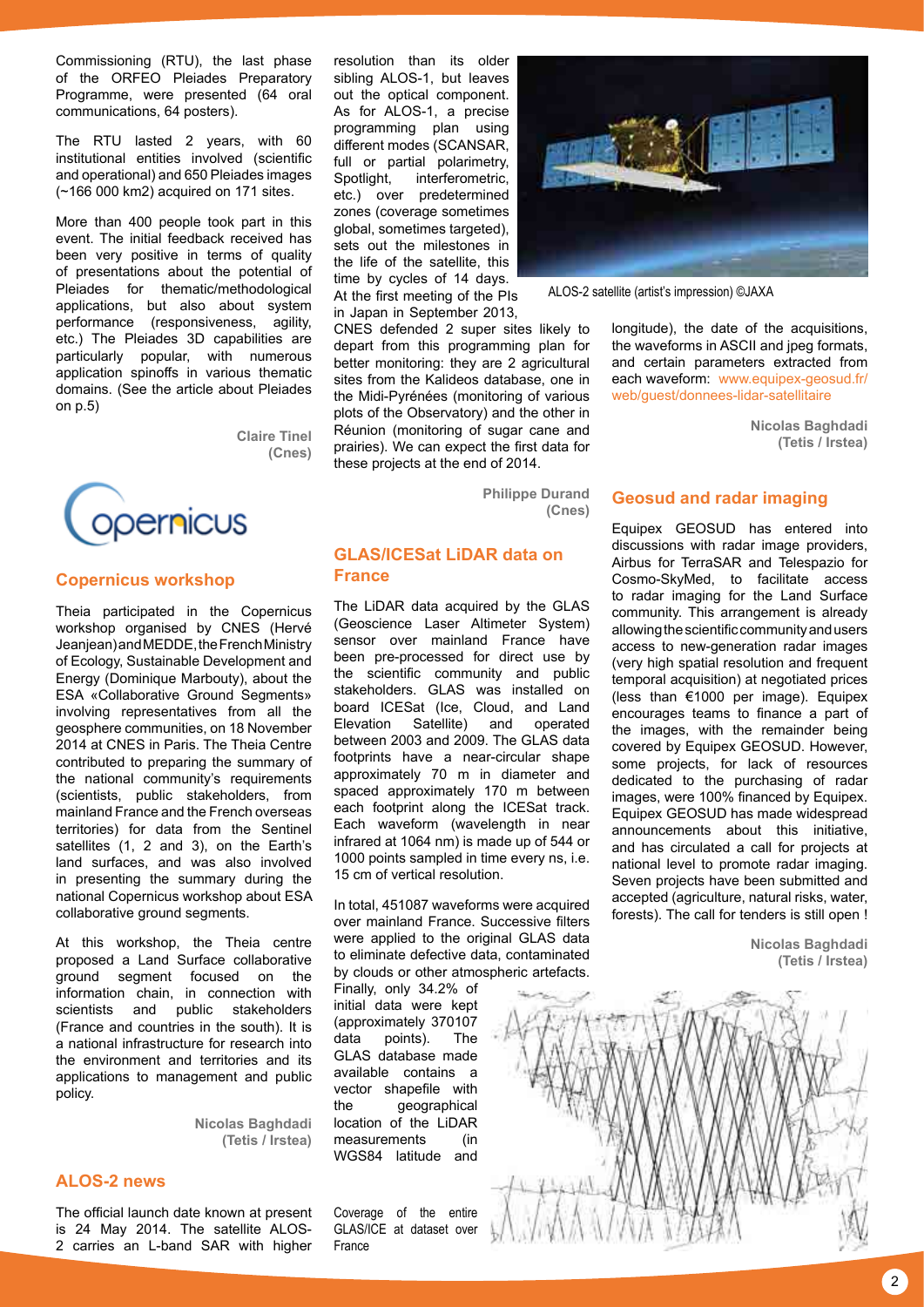Commissioning (RTU), the last phase of the ORFEO Pleiades Preparatory Programme, were presented (64 oral communications, 64 posters).

The RTU lasted 2 years, with 60 institutional entities involved (scientific and operational) and 650 Pleiades images (~166 000 km2) acquired on 171 sites.

More than 400 people took part in this event. The initial feedback received has been very positive in terms of quality of presentations about the potential of Pleiades for thematic/methodological applications, but also about system performance (responsiveness, agility, etc.) The Pleiades 3D capabilities are particularly popular, with numerous application spinoffs in various thematic domains. (See the article about Pleiades on p.5)

**Claire Tinel (Cnes)**

## Copernicus workshop

Theia participated in the Copernicus workshop organised by CNES (Hervé Jeanjean) and MEDDE, the French Ministry of Ecology, Sustainable Development and Energy (Dominique Marbouty), about the ESA «Collaborative Ground Segments» involving representatives from all the geosphere communities, on 18 November 2014 at CNES in Paris. The Theia Centre contributed to preparing the summary of the national community's requirements (scientists, public stakeholders, from mainland France and the French overseas territories) for data from the Sentinel satellites (1, 2 and 3), on the Earth's land surfaces, and was also involved in presenting the summary during the national Copernicus workshop about ESA collaborative ground segments.

At this workshop, the Theia centre proposed a Land Surface collaborative ground segment focused on the information chain, in connection with scientists and public stakeholders (France and countries in the south). It is a national infrastructure for research into the environment and territories and its applications to management and public policy.

**Nicolas Baghdadi (Tetis / Irstea)**

## ALOS-2 news

The official launch date known at present is 24 May 2014. The satellite ALOS-2 carries an L-band SAR with higher resolution than its older sibling ALOS-1, but leaves out the optical component. As for ALOS-1, a precise programming plan using different modes (SCANSAR, full or partial polarimetry, Spotlight, interferometric, etc.) over predetermined zones (coverage sometimes global, sometimes targeted), sets out the milestones in the life of the satellite, this time by cycles of 14 days. At the first meeting of the PIs in Japan in September 2013, CNES defended 2 super sites likely to depart from this programming plan for better monitoring: they are 2 agricultural sites from the Kalideos database, one in the Midi-Pyrénées (monitoring of various plots of the Observatory) and the other in Réunion (monitoring of sugar cane and prairies). We can expect the first data for these projects at the end of 2014.

ALOS-2 satellite (artist's impression) ©JAXA

**Philippe Durand (Cnes)**

## GLAS/ICESat LiDAR data on France

The LiDAR data acquired by the GLAS (Geoscience Laser Altimeter System) sensor over mainland France have been pre-processed for direct use by the scientific community and public stakeholders. GLAS was installed on board ICESat (Ice, Cloud, and Land Elevation Satellite) and operated between 2003 and 2009. The GLAS data footprints have a near-circular shape approximately 70 m in diameter and spaced approximately 170 m between each footprint along the ICESat track. Each waveform (wavelength in near infrared at 1064 nm) is made up of 544 or 1000 points sampled in time every ns, i.e. 15 cm of vertical resolution.

In total, 451087 waveforms were acquired over mainland France. Successive filters were applied to the original GLAS data to eliminate defective data, contaminated by clouds or other atmospheric artefacts. Finally, only 34.2% of initial data were kept (approximately 370107 data points). The GLAS database made available contains a vector shapefile with the geographical location of the LiDAR measurements (in WGS84 latitude and longitude), the date of the acquisitions, the waveforms in ASCII and jpeg formats, and certain parameters extracted from each waveform: www.equipex-geosud.fr/web/guest/donnees-lidar-satellitaire

Coverage of the entire GLAS/ICE at dataset over France

**Nicolas Baghdadi (Tetis / Irstea)**

## Geosud and radar imaging

Equipex GEOSUD has entered into discussions with radar image providers, Airbus for TerraSAR and Telespazio for Cosmo-SkyMed, to facilitate access to radar imaging for the Land Surface community. This arrangement is already allowing the scientific community and users access to new-generation radar images (very high spatial resolution and frequent temporal acquisition) at negotiated prices (less than €1000 per image). Equipex encourages teams to finance a part of the images, with the remainder being covered by Equipex GEOSUD. However, some projects, for lack of resources dedicated to the purchasing of radar images, were 100% financed by Equipex. Equipex GEOSUD has made widespread announcements about this initiative, and has circulated a call for projects at national level to promote radar imaging. Seven projects have been submitted and accepted (agriculture, natural risks, water, forests). The call for tenders is still open !

**Nicolas Baghdadi (Tetis / Irstea)**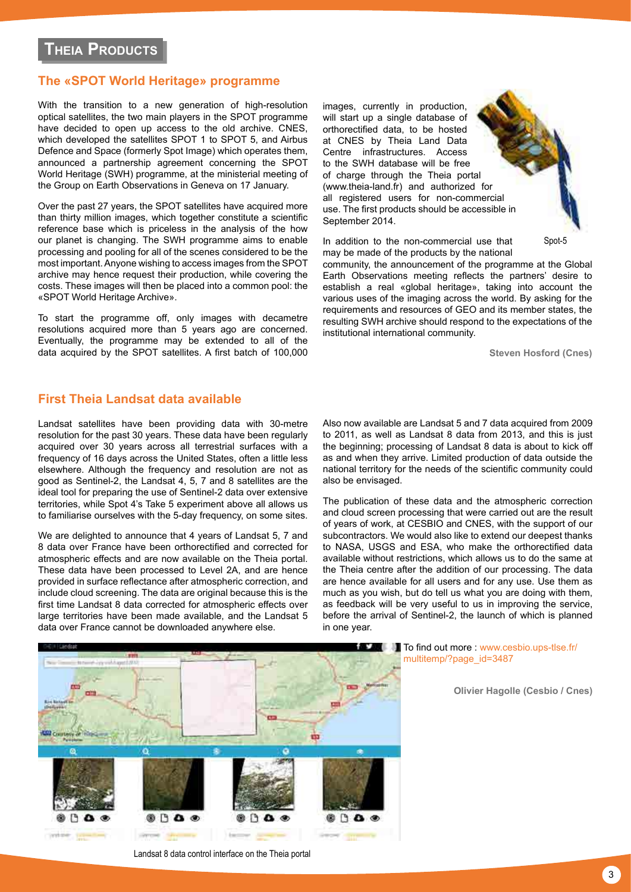# Theia Products

## The «SPOT World Heritage» programme

With the transition to a new generation of high-resolution optical satellites, the two main players in the SPOT programme have decided to open up access to the old archive. CNES, which developed the satellites SPOT 1 to SPOT 5, and Airbus Defence and Space (formerly Spot Image) which operates them, announced a partnership agreement concerning the SPOT World Heritage (SWH) programme, at the ministerial meeting of the Group on Earth Observations in Geneva on 17 January.

Over the past 27 years, the SPOT satellites have acquired more than thirty million images, which together constitute a scientific reference base which is priceless in the analysis of the how our planet is changing. The SWH programme aims to enable processing and pooling for all of the scenes considered to be the most important. Anyone wishing to access images from the SPOT archive may hence request their production, while covering the costs. These images will then be placed into a common pool: the «SPOT World Heritage Archive».

To start the programme off, only images with decametre resolutions acquired more than 5 years ago are concerned. Eventually, the programme may be extended to all of the data acquired by the SPOT satellites. A first batch of 100,000 images, currently in production, will start up a single database of orthorectified data, to be hosted at CNES by Theia Land Data Centre infrastructures. Access to the SWH database will be free of charge through the Theia portal (www.theia-land.fr) and authorized for all registered users for non-commercial use. The first products should be accessible in September 2014.

Spot-5

In addition to the non-commercial use that may be made of the products by the national community, the announcement of the programme at the Global Earth Observations meeting reflects the partners' desire to establish a real «global heritage», taking into account the various uses of the imaging across the world. By asking for the requirements and resources of GEO and its member states, the resulting SWH archive should respond to the expectations of the institutional international community.

**Steven Hosford (Cnes)**

## First Theia Landsat data available

Landsat satellites have been providing data with 30-metre resolution for the past 30 years. These data have been regularly acquired over 30 years across all terrestrial surfaces with a frequency of 16 days across the United States, often a little less elsewhere. Although the frequency and resolution are not as good as Sentinel-2, the Landsat 4, 5, 7 and 8 satellites are the ideal tool for preparing the use of Sentinel-2 data over extensive territories, while Spot 4's Take 5 experiment above all allows us to familiarise ourselves with the 5-day frequency, on some sites.

We are delighted to announce that 4 years of Landsat 5, 7 and 8 data over France have been orthorectified and corrected for atmospheric effects and are now available on the Theia portal. These data have been processed to Level 2A, and are hence provided in surface reflectance after atmospheric correction, and include cloud screening. The data are original because this is the first time Landsat 8 data corrected for atmospheric effects over large territories have been made available, and the Landsat 5 data over France cannot be downloaded anywhere else.

Also now available are Landsat 5 and 7 data acquired from 2009 to 2011, as well as Landsat 8 data from 2013, and this is just the beginning; processing of Landsat 8 data is about to kick off as and when they arrive. Limited production of data outside the national territory for the needs of the scientific community could also be envisaged.

The publication of these data and the atmospheric correction and cloud screen processing that were carried out are the result of years of work, at CESBIO and CNES, with the support of our subcontractors. We would also like to extend our deepest thanks to NASA, USGS and ESA, who make the orthorectified data available without restrictions, which allows us to do the same at the Theia centre after the addition of our processing. The data are hence available for all users and for any use. Use them as much as you wish, but do tell us what you are doing with them, as feedback will be very useful to us in improving the service, before the arrival of Sentinel-2, the launch of which is planned in one year.

Landsat 8 data control interface on the Theia portal

To find out more : www.cesbio.ups-tlse.fr/multitemp/?page_id=3487

**Olivier Hagolle (Cesbio / Cnes)**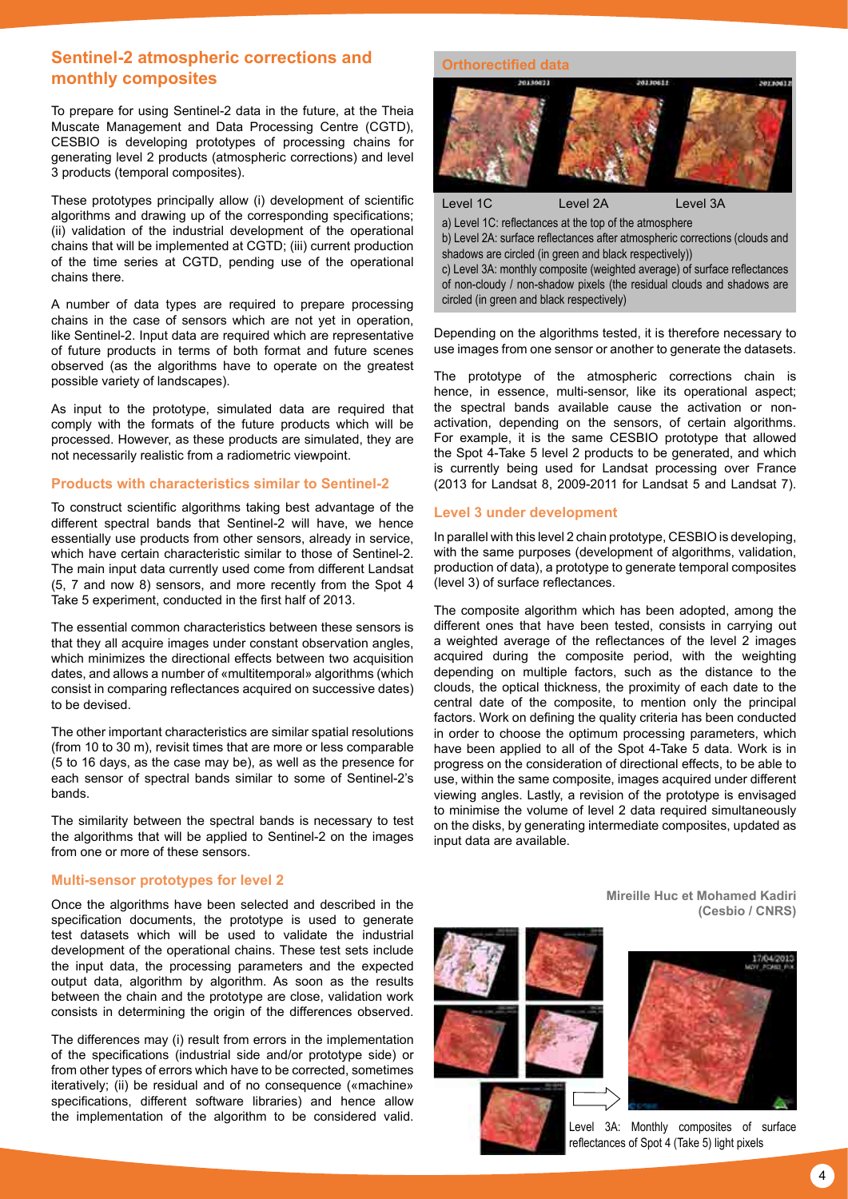## Sentinel-2 atmospheric corrections and monthly composites

To prepare for using Sentinel-2 data in the future, at the Theia Muscate Management and Data Processing Centre (CGTD), CESBIO is developing prototypes of processing chains for generating level 2 products (atmospheric corrections) and level 3 products (temporal composites).

These prototypes principally allow (i) development of scientific algorithms and drawing up of the corresponding specifications; (ii) validation of the industrial development of the operational chains that will be implemented at CGTD; (iii) current production of the time series at CGTD, pending use of the operational chains there.

A number of data types are required to prepare processing chains in the case of sensors which are not yet in operation, like Sentinel-2. Input data are required which are representative of future products in terms of both format and future scenes observed (as the algorithms have to operate on the greatest possible variety of landscapes).

As input to the prototype, simulated data are required that comply with the formats of the future products which will be processed. However, as these products are simulated, they are not necessarily realistic from a radiometric viewpoint.

### Products with characteristics similar to Sentinel-2

To construct scientific algorithms taking best advantage of the different spectral bands that Sentinel-2 will have, we hence essentially use products from other sensors, already in service, which have certain characteristic similar to those of Sentinel-2. The main input data currently used come from different Landsat (5, 7 and now 8) sensors, and more recently from the Spot 4 Take 5 experiment, conducted in the first half of 2013.

The essential common characteristics between these sensors is that they all acquire images under constant observation angles, which minimizes the directional effects between two acquisition dates, and allows a number of «multitemporal» algorithms (which consist in comparing reflectances acquired on successive dates) to be devised.

The other important characteristics are similar spatial resolutions (from 10 to 30 m), revisit times that are more or less comparable (5 to 16 days, as the case may be), as well as the presence for each sensor of spectral bands similar to some of Sentinel-2's bands.

The similarity between the spectral bands is necessary to test the algorithms that will be applied to Sentinel-2 on the images from one or more of these sensors.

### Multi-sensor prototypes for level 2

Once the algorithms have been selected and described in the specification documents, the prototype is used to generate test datasets which will be used to validate the industrial development of the operational chains. These test sets include the input data, the processing parameters and the expected output data, algorithm by algorithm. As soon as the results between the chain and the prototype are close, validation work consists in determining the origin of the differences observed.

The differences may (i) result from errors in the implementation of the specifications (industrial side and/or prototype side) or from other types of errors which have to be corrected, sometimes iteratively; (ii) be residual and of no consequence («machine» specifications, different software libraries) and hence allow the implementation of the algorithm to be considered valid.

**Orthorectified data**

Level 1C Level 2A Level 3A

a) Level 1C: reflectances at the top of the atmosphere
b) Level 2A: surface reflectances after atmospheric corrections (clouds and shadows are circled (in green and black respectively))
c) Level 3A: monthly composite (weighted average) of surface reflectances of non-cloudy / non-shadow pixels (the residual clouds and shadows are circled (in green and black respectively)

Depending on the algorithms tested, it is therefore necessary to use images from one sensor or another to generate the datasets.

The prototype of the atmospheric corrections chain is hence, in essence, multi-sensor, like its operational aspect; the spectral bands available cause the activation or non-activation, depending on the sensors, of certain algorithms. For example, it is the same CESBIO prototype that allowed the Spot 4-Take 5 level 2 products to be generated, and which is currently being used for Landsat processing over France (2013 for Landsat 8, 2009-2011 for Landsat 5 and Landsat 7).

### Level 3 under development

In parallel with this level 2 chain prototype, CESBIO is developing, with the same purposes (development of algorithms, validation, production of data), a prototype to generate temporal composites (level 3) of surface reflectances.

The composite algorithm which has been adopted, among the different ones that have been tested, consists in carrying out a weighted average of the reflectances of the level 2 images acquired during the composite period, with the weighting depending on multiple factors, such as the distance to the clouds, the optical thickness, the proximity of each date to the central date of the composite, to mention only the principal factors. Work on defining the quality criteria has been conducted in order to choose the optimum processing parameters, which have been applied to all of the Spot 4-Take 5 data. Work is in progress on the consideration of directional effects, to be able to use, within the same composite, images acquired under different viewing angles. Lastly, a revision of the prototype is envisaged to minimise the volume of level 2 data required simultaneously on the disks, by generating intermediate composites, updated as input data are available.

**Mireille Huc et Mohamed Kadiri (Cesbio / CNRS)**

Level 3A: Monthly composites of surface reflectances of Spot 4 (Take 5) light pixels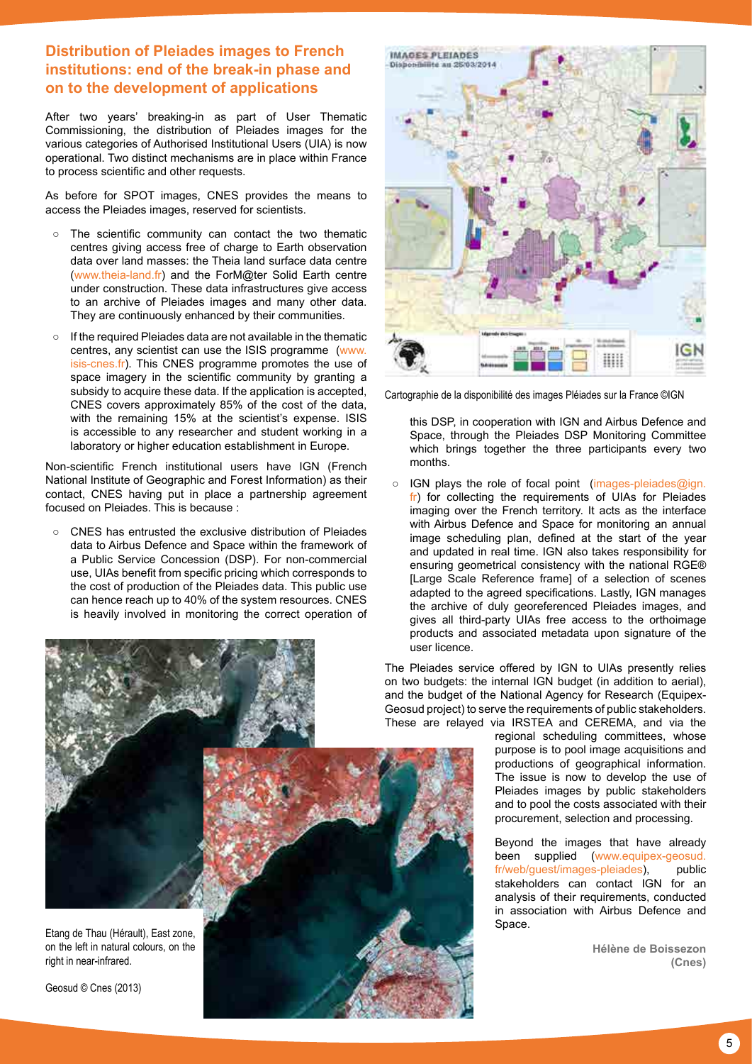## Distribution of Pleiades images to French institutions: end of the break-in phase and on to the development of applications

After two years' breaking-in as part of User Thematic Commissioning, the distribution of Pleiades images for the various categories of Authorised Institutional Users (UIA) is now operational. Two distinct mechanisms are in place within France to process scientific and other requests.

As before for SPOT images, CNES provides the means to access the Pleiades images, reserved for scientists.

- The scientific community can contact the two thematic centres giving access free of charge to Earth observation data over land masses: the Theia land surface data centre (www.theia-land.fr) and the ForM@ter Solid Earth centre under construction. These data infrastructures give access to an archive of Pleiades images and many other data. They are continuously enhanced by their communities.
- If the required Pleiades data are not available in the thematic centres, any scientist can use the ISIS programme (www.isis-cnes.fr). This CNES programme promotes the use of space imagery in the scientific community by granting a subsidy to acquire these data. If the application is accepted, CNES covers approximately 85% of the cost of the data, with the remaining 15% at the scientist's expense. ISIS is accessible to any researcher and student working in a laboratory or higher education establishment in Europe.

Non-scientific French institutional users have IGN (French National Institute of Geographic and Forest Information) as their contact, CNES having put in place a partnership agreement focused on Pleiades. This is because :

- CNES has entrusted the exclusive distribution of Pleiades data to Airbus Defence and Space within the framework of a Public Service Concession (DSP). For non-commercial use, UIAs benefit from specific pricing which corresponds to the cost of production of the Pleiades data. This public use can hence reach up to 40% of the system resources. CNES is heavily involved in monitoring the correct operation of this DSP, in cooperation with IGN and Airbus Defence and Space, through the Pleiades DSP Monitoring Committee which brings together the three participants every two months.
- IGN plays the role of focal point (images-pleiades@ign.fr) for collecting the requirements of UIAs for Pleiades imaging over the French territory. It acts as the interface with Airbus Defence and Space for monitoring an annual image scheduling plan, defined at the start of the year and updated in real time. IGN also takes responsibility for ensuring geometrical consistency with the national RGE® [Large Scale Reference frame] of a selection of scenes adapted to the agreed specifications. Lastly, IGN manages the archive of duly georeferenced Pleiades images, and gives all third-party UIAs free access to the orthoimage products and associated metadata upon signature of the user licence.

Cartographie de la disponibilité des images Pléiades sur la France ©IGN

The Pleiades service offered by IGN to UIAs presently relies on two budgets: the internal IGN budget (in addition to aerial), and the budget of the National Agency for Research (Equipex-Geosud project) to serve the requirements of public stakeholders. These are relayed via IRSTEA and CEREMA, and via the regional scheduling committees, whose purpose is to pool image acquisitions and productions of geographical information. The issue is now to develop the use of Pleiades images by public stakeholders and to pool the costs associated with their procurement, selection and processing.

Beyond the images that have already been supplied (www.equipex-geosud.fr/web/guest/images-pleiades), public stakeholders can contact IGN for an analysis of their requirements, conducted in association with Airbus Defence and Space.

**Hélène de Boissezon (Cnes)**

Etang de Thau (Hérault), East zone, on the left in natural colours, on the right in near-infrared.

Geosud © Cnes (2013)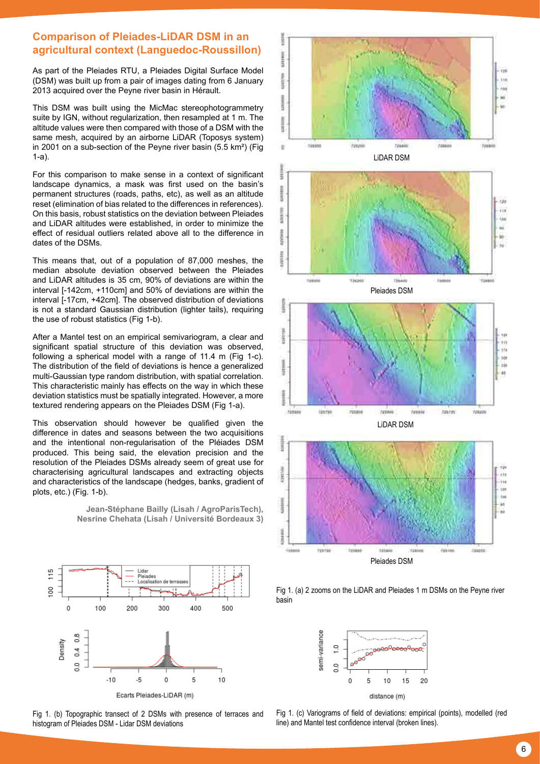## Comparison of Pleiades-LiDAR DSM in an agricultural context (Languedoc-Roussillon)

As part of the Pleiades RTU, a Pleiades Digital Surface Model (DSM) was built up from a pair of images dating from 6 January 2013 acquired over the Peyne river basin in Hérault.

This DSM was built using the MicMac stereophotogrammetry suite by IGN, without regularization, then resampled at 1 m. The altitude values were then compared with those of a DSM with the same mesh, acquired by an airborne LiDAR (Toposys system) in 2001 on a sub-section of the Peyne river basin (5.5 km²) (Fig 1-a).

For this comparison to make sense in a context of significant landscape dynamics, a mask was first used on the basin's permanent structures (roads, paths, etc), as well as an altitude reset (elimination of bias related to the differences in references). On this basis, robust statistics on the deviation between Pleiades and LiDAR altitudes were established, in order to minimize the effect of residual outliers related above all to the difference in dates of the DSMs.

This means that, out of a population of 87,000 meshes, the median absolute deviation observed between the Pleiades and LiDAR altitudes is 35 cm, 90% of deviations are within the interval [-142cm, +110cm] and 50% of deviations are within the interval [-17cm, +42cm]. The observed distribution of deviations is not a standard Gaussian distribution (lighter tails), requiring the use of robust statistics (Fig 1-b).

After a Mantel test on an empirical semivariogram, a clear and significant spatial structure of this deviation was observed, following a spherical model with a range of 11.4 m (Fig 1-c). The distribution of the field of deviations is hence a generalized multi-Gaussian type random distribution, with spatial correlation. This characteristic mainly has effects on the way in which these deviation statistics must be spatially integrated. However, a more textured rendering appears on the Pleiades DSM (Fig 1-a).

This observation should however be qualified given the difference in dates and seasons between the two acquisitions and the intentional non-regularisation of the Pléiades DSM produced. This being said, the elevation precision and the resolution of the Pleiades DSMs already seem of great use for characterising agricultural landscapes and extracting objects and characteristics of the landscape (hedges, banks, gradient of plots, etc.) (Fig. 1-b).

**Jean-Stéphane Bailly (Lisah / AgroParisTech), Nesrine Chehata (Lisah / Université Bordeaux 3)**

Fig 1. (a) 2 zooms on the LiDAR and Pleiades 1 m DSMs on the Peyne river basin

Fig 1. (b) Topographic transect of 2 DSMs with presence of terraces and histogram of Pleiades DSM - Lidar DSM deviations

Fig 1. (c) Variograms of field of deviations: empirical (points), modelled (red line) and Mantel test confidence interval (broken lines).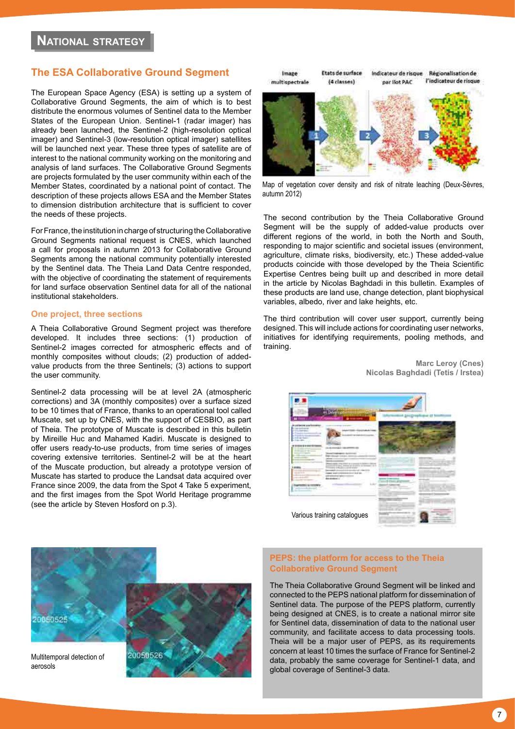## National strategy

### The ESA Collaborative Ground Segment

The European Space Agency (ESA) is setting up a system of Collaborative Ground Segments, the aim of which is to best distribute the enormous volumes of Sentinel data to the Member States of the European Union. Sentinel-1 (radar imager) has already been launched, the Sentinel-2 (high-resolution optical imager) and Sentinel-3 (low-resolution optical imager) satellites will be launched next year. These three types of satellite are of interest to the national community working on the monitoring and analysis of land surfaces. The Collaborative Ground Segments are projects formulated by the user community within each of the Member States, coordinated by a national point of contact. The description of these projects allows ESA and the Member States to dimension distribution architecture that is sufficient to cover the needs of these projects.

For France, the institution in charge of structuring the Collaborative Ground Segments national request is CNES, which launched a call for proposals in autumn 2013 for Collaborative Ground Segments among the national community potentially interested by the Sentinel data. The Theia Land Data Centre responded, with the objective of coordinating the statement of requirements for land surface observation Sentinel data for all of the national institutional stakeholders.

#### One project, three sections

A Theia Collaborative Ground Segment project was therefore developed. It includes three sections: (1) production of Sentinel-2 images corrected for atmospheric effects and of monthly composites without clouds; (2) production of added-value products from the three Sentinels; (3) actions to support the user community.

Sentinel-2 data processing will be at level 2A (atmospheric corrections) and 3A (monthly composites) over a surface sized to be 10 times that of France, thanks to an operational tool called Muscate, set up by CNES, with the support of CESBIO, as part of Theia. The prototype of Muscate is described in this bulletin by Mireille Huc and Mahamed Kadiri. Muscate is designed to offer users ready-to-use products, from time series of images covering extensive territories. Sentinel-2 will be at the heart of the Muscate production, but already a prototype version of Muscate has started to produce the Landsat data acquired over France since 2009, the data from the Spot 4 Take 5 experiment, and the first images from the Spot World Heritage programme (see the article by Steven Hosford on p.3).

Image multispectrale — Etats de surface (4 classes) — Indicateur de risque par ilot PAC — Régionalisation de l'indicateur de risque

Map of vegetation cover density and risk of nitrate leaching (Deux-Sèvres, autumn 2012)

The second contribution by the Theia Collaborative Ground Segment will be the supply of added-value products over different regions of the world, in both the North and South, responding to major scientific and societal issues (environment, agriculture, climate risks, biodiversity, etc.) These added-value products coincide with those developed by the Theia Scientific Expertise Centres being built up and described in more detail in the article by Nicolas Baghdadi in this bulletin. Examples of these products are land use, change detection, plant biophysical variables, albedo, river and lake heights, etc.

The third contribution will cover user support, currently being designed. This will include actions for coordinating user networks, initiatives for identifying requirements, pooling methods, and training.

**Marc Leroy (Cnes)**
**Nicolas Baghdadi (Tetis / Irstea)**

Various training catalogues

Multitemporal detection of aerosols

#### PEPS: the platform for access to the Theia Collaborative Ground Segment

The Theia Collaborative Ground Segment will be linked and connected to the PEPS national platform for dissemination of Sentinel data. The purpose of the PEPS platform, currently being designed at CNES, is to create a national mirror site for Sentinel data, dissemination of data to the national user community, and facilitate access to data processing tools. Theia will be a major user of PEPS, as its requirements concern at least 10 times the surface of France for Sentinel-2 data, probably the same coverage for Sentinel-1 data, and global coverage of Sentinel-3 data.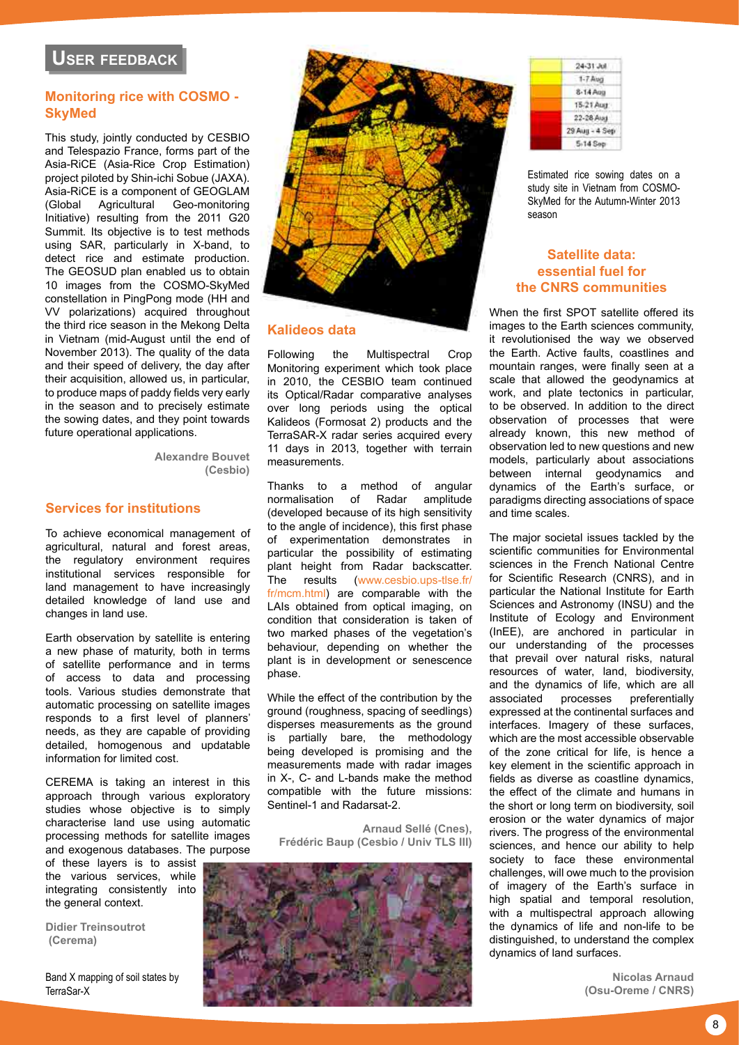## User feedback

### Monitoring rice with COSMO - SkyMed

This study, jointly conducted by CESBIO and Telespazio France, forms part of the Asia-RiCE (Asia-Rice Crop Estimation) project piloted by Shin-ichi Sobue (JAXA). Asia-RiCE is a component of GEOGLAM (Global Agricultural Geo-monitoring Initiative) resulting from the 2011 G20 Summit. Its objective is to test methods using SAR, particularly in X-band, to detect rice and estimate production. The GEOSUD plan enabled us to obtain 10 images from the COSMO-SkyMed constellation in PingPong mode (HH and VV polarizations) acquired throughout the third rice season in the Mekong Delta in Vietnam (mid-August until the end of November 2013). The quality of the data and their speed of delivery, the day after their acquisition, allowed us, in particular, to produce maps of paddy fields very early in the season and to precisely estimate the sowing dates, and they point towards future operational applications.

**Alexandre Bouvet (Cesbio)**

| |
|---|
| 24-31 Jul |
| 1-7 Aug |
| 8-14 Aug |
| 15-21 Aug |
| 22-28 Aug |
| 29 Aug - 4 Sep |
| 5-14 Sep |

Estimated rice sowing dates on a study site in Vietnam from COSMO-SkyMed for the Autumn-Winter 2013 season

### Services for institutions

To achieve economical management of agricultural, natural and forest areas, the regulatory environment requires institutional services responsible for land management to have increasingly detailed knowledge of land use and changes in land use.

Earth observation by satellite is entering a new phase of maturity, both in terms of satellite performance and in terms of access to data and processing tools. Various studies demonstrate that automatic processing on satellite images responds to a first level of planners' needs, as they are capable of providing detailed, homogenous and updatable information for limited cost.

CEREMA is taking an interest in this approach through various exploratory studies whose objective is to simply characterise land use using automatic processing methods for satellite images and exogenous databases. The purpose of these layers is to assist the various services, while integrating consistently into the general context.

**Didier Treinsoutrot (Cerema)**

Band X mapping of soil states by TerraSar-X

### Kalideos data

Following the Multispectral Crop Monitoring experiment which took place in 2010, the CESBIO team continued its Optical/Radar comparative analyses over long periods using the optical Kalideos (Formosat 2) products and the TerraSAR-X radar series acquired every 11 days in 2013, together with terrain measurements.

Thanks to a method of angular normalisation of Radar amplitude (developed because of its high sensitivity to the angle of incidence), this first phase of experimentation demonstrates in particular the possibility of estimating plant height from Radar backscatter. The results (www.cesbio.ups-tlse.fr/fr/mcm.html) are comparable with the LAIs obtained from optical imaging, on condition that consideration is taken of two marked phases of the vegetation's behaviour, depending on whether the plant is in development or senescence phase.

While the effect of the contribution by the ground (roughness, spacing of seedlings) disperses measurements as the ground is partially bare, the methodology being developed is promising and the measurements made with radar images in X-, C- and L-bands make the method compatible with the future missions: Sentinel-1 and Radarsat-2.

**Arnaud Sellé (Cnes), Frédéric Baup (Cesbio / Univ TLS III)**

### Satellite data: essential fuel for the CNRS communities

When the first SPOT satellite offered its images to the Earth sciences community, it revolutionised the way we observed the Earth. Active faults, coastlines and mountain ranges, were finally seen at a scale that allowed the geodynamics at work, and plate tectonics in particular, to be observed. In addition to the direct observation of processes that were already known, this new method of observation led to new questions and new models, particularly about associations between internal geodynamics and dynamics of the Earth's surface, or paradigms directing associations of space and time scales.

The major societal issues tackled by the scientific communities for Environmental sciences in the French National Centre for Scientific Research (CNRS), and in particular the National Institute for Earth Sciences and Astronomy (INSU) and the Institute of Ecology and Environment (InEE), are anchored in particular in our understanding of the processes that prevail over natural risks, natural resources of water, land, biodiversity, and the dynamics of life, which are all associated processes preferentially expressed at the continental surfaces and interfaces. Imagery of these surfaces, which are the most accessible observable of the zone critical for life, is hence a key element in the scientific approach in fields as diverse as coastline dynamics, the effect of the climate and humans in the short or long term on biodiversity, soil erosion or the water dynamics of major rivers. The progress of the environmental sciences, and hence our ability to help society to face these environmental challenges, will owe much to the provision of imagery of the Earth's surface in high spatial and temporal resolution, with a multispectral approach allowing the dynamics of life and non-life to be distinguished, to understand the complex dynamics of land surfaces.

**Nicolas Arnaud (Osu-Oreme / CNRS)**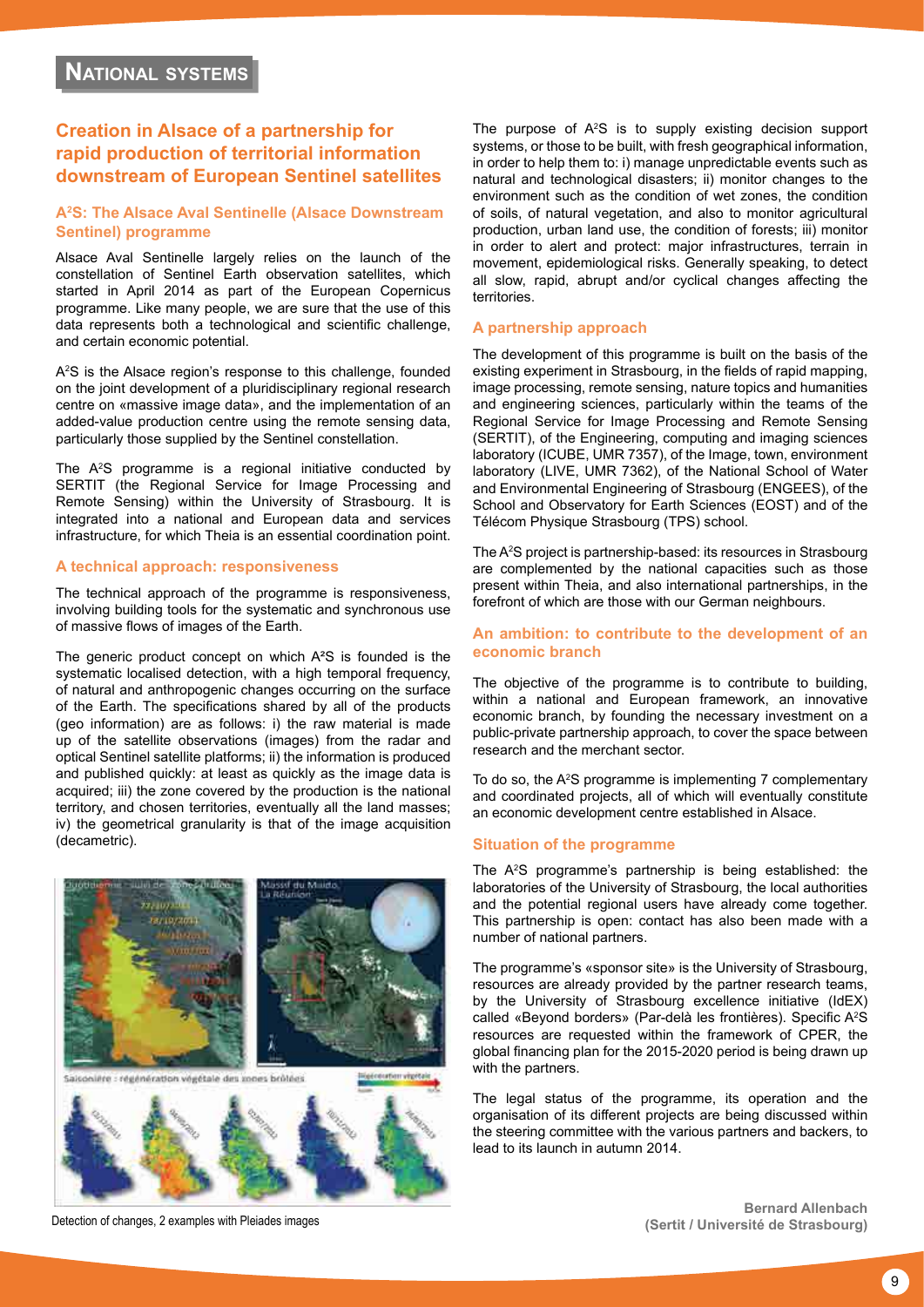## National systems

# Creation in Alsace of a partnership for rapid production of territorial information downstream of European Sentinel satellites

### A$^2$S: The Alsace Aval Sentinelle (Alsace Downstream Sentinel) programme

Alsace Aval Sentinelle largely relies on the launch of the constellation of Sentinel Earth observation satellites, which started in April 2014 as part of the European Copernicus programme. Like many people, we are sure that the use of this data represents both a technological and scientific challenge, and certain economic potential.

A$^2$S is the Alsace region's response to this challenge, founded on the joint development of a pluridisciplinary regional research centre on «massive image data», and the implementation of an added-value production centre using the remote sensing data, particularly those supplied by the Sentinel constellation.

The A$^2$S programme is a regional initiative conducted by SERTIT (the Regional Service for Image Processing and Remote Sensing) within the University of Strasbourg. It is integrated into a national and European data and services infrastructure, for which Theia is an essential coordination point.

### A technical approach: responsiveness

The technical approach of the programme is responsiveness, involving building tools for the systematic and synchronous use of massive flows of images of the Earth.

The generic product concept on which A$^2$S is founded is the systematic localised detection, with a high temporal frequency, of natural and anthropogenic changes occurring on the surface of the Earth. The specifications shared by all of the products (geo information) are as follows: i) the raw material is made up of the satellite observations (images) from the radar and optical Sentinel satellite platforms; ii) the information is produced and published quickly: at least as quickly as the image data is acquired; iii) the zone covered by the production is the national territory, and chosen territories, eventually all the land masses; iv) the geometrical granularity is that of the image acquisition (decametric).

Detection of changes, 2 examples with Pleiades images

The purpose of A$^2$S is to supply existing decision support systems, or those to be built, with fresh geographical information, in order to help them to: i) manage unpredictable events such as natural and technological disasters; ii) monitor changes to the environment such as the condition of wet zones, the condition of soils, of natural vegetation, and also to monitor agricultural production, urban land use, the condition of forests; iii) monitor in order to alert and protect: major infrastructures, terrain in movement, epidemiological risks. Generally speaking, to detect all slow, rapid, abrupt and/or cyclical changes affecting the territories.

### A partnership approach

The development of this programme is built on the basis of the existing experiment in Strasbourg, in the fields of rapid mapping, image processing, remote sensing, nature topics and humanities and engineering sciences, particularly within the teams of the Regional Service for Image Processing and Remote Sensing (SERTIT), of the Engineering, computing and imaging sciences laboratory (ICUBE, UMR 7357), of the Image, town, environment laboratory (LIVE, UMR 7362), of the National School of Water and Environmental Engineering of Strasbourg (ENGEES), of the School and Observatory for Earth Sciences (EOST) and of the Télécom Physique Strasbourg (TPS) school.

The A$^2$S project is partnership-based: its resources in Strasbourg are complemented by the national capacities such as those present within Theia, and also international partnerships, in the forefront of which are those with our German neighbours.

### An ambition: to contribute to the development of an economic branch

The objective of the programme is to contribute to building, within a national and European framework, an innovative economic branch, by founding the necessary investment on a public-private partnership approach, to cover the space between research and the merchant sector.

To do so, the A$^2$S programme is implementing 7 complementary and coordinated projects, all of which will eventually constitute an economic development centre established in Alsace.

### Situation of the programme

The A$^2$S programme's partnership is being established: the laboratories of the University of Strasbourg, the local authorities and the potential regional users have already come together. This partnership is open: contact has also been made with a number of national partners.

The programme's «sponsor site» is the University of Strasbourg, resources are already provided by the partner research teams, by the University of Strasbourg excellence initiative (IdEX) called «Beyond borders» (Par-delà les frontières). Specific A$^2$S resources are requested within the framework of CPER, the global financing plan for the 2015-2020 period is being drawn up with the partners.

The legal status of the programme, its operation and the organisation of its different projects are being discussed within the steering committee with the various partners and backers, to lead to its launch in autumn 2014.

**Bernard Allenbach**
**(Sertit / Université de Strasbourg)**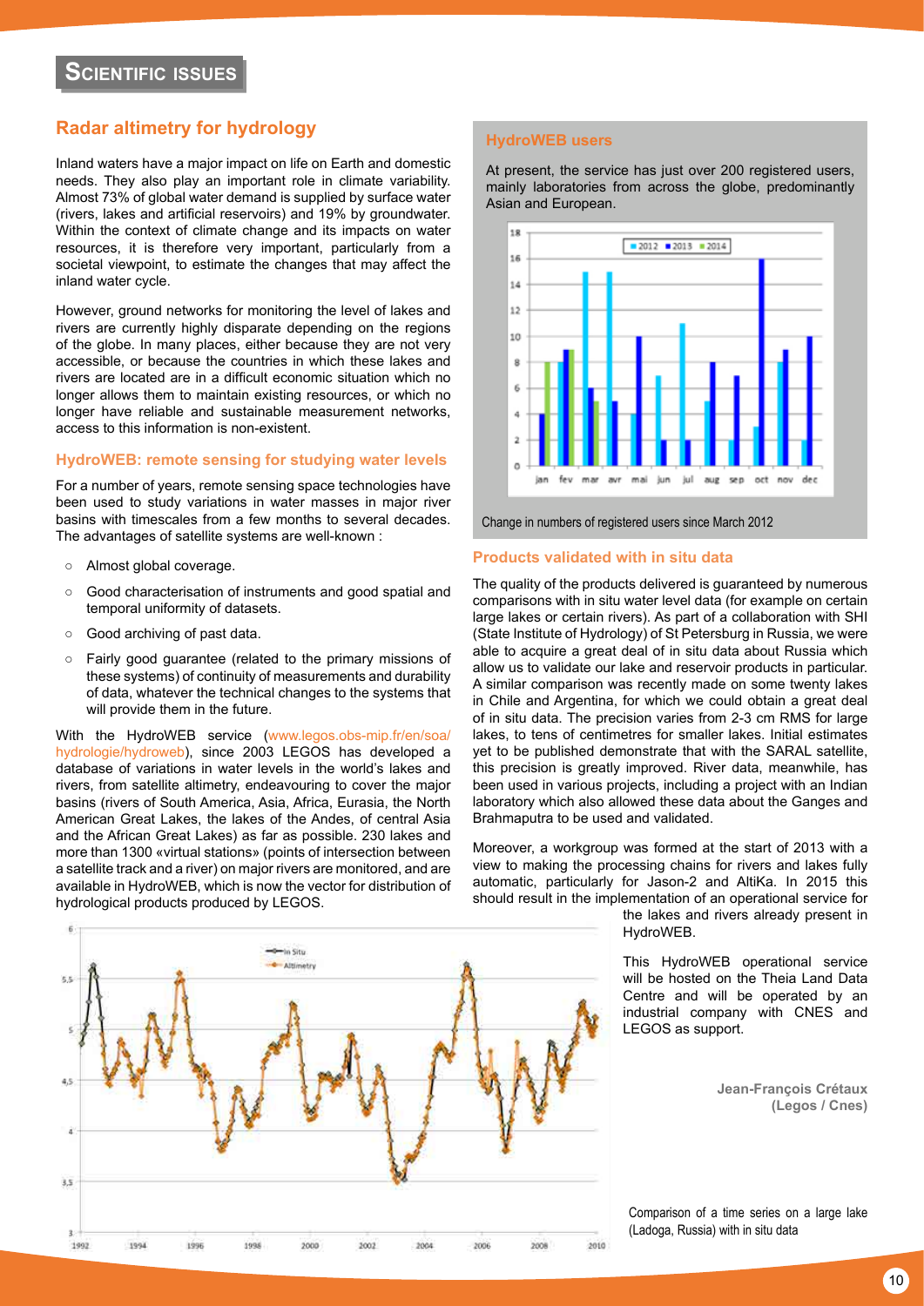# Scientific issues

## Radar altimetry for hydrology

Inland waters have a major impact on life on Earth and domestic needs. They also play an important role in climate variability. Almost 73% of global water demand is supplied by surface water (rivers, lakes and artificial reservoirs) and 19% by groundwater. Within the context of climate change and its impacts on water resources, it is therefore very important, particularly from a societal viewpoint, to estimate the changes that may affect the inland water cycle.

However, ground networks for monitoring the level of lakes and rivers are currently highly disparate depending on the regions of the globe. In many places, either because they are not very accessible, or because the countries in which these lakes and rivers are located are in a difficult economic situation which no longer allows them to maintain existing resources, or which no longer have reliable and sustainable measurement networks, access to this information is non-existent.

### HydroWEB: remote sensing for studying water levels

For a number of years, remote sensing space technologies have been used to study variations in water masses in major river basins with timescales from a few months to several decades. The advantages of satellite systems are well-known :

- Almost global coverage.
- Good characterisation of instruments and good spatial and temporal uniformity of datasets.
- Good archiving of past data.
- Fairly good guarantee (related to the primary missions of these systems) of continuity of measurements and durability of data, whatever the technical changes to the systems that will provide them in the future.

With the HydroWEB service (www.legos.obs-mip.fr/en/soa/hydrologie/hydroweb), since 2003 LEGOS has developed a database of variations in water levels in the world's lakes and rivers, from satellite altimetry, endeavouring to cover the major basins (rivers of South America, Asia, Africa, Eurasia, the North American Great Lakes, the lakes of the Andes, of central Asia and the African Great Lakes) as far as possible. 230 lakes and more than 1300 «virtual stations» (points of intersection between a satellite track and a river) on major rivers are monitored, and are available in HydroWEB, which is now the vector for distribution of hydrological products produced by LEGOS.

### HydroWEB users

At present, the service has just over 200 registered users, mainly laboratories from across the globe, predominantly Asian and European.

Change in numbers of registered users since March 2012

### Products validated with in situ data

The quality of the products delivered is guaranteed by numerous comparisons with in situ water level data (for example on certain large lakes or certain rivers). As part of a collaboration with SHI (State Institute of Hydrology) of St Petersburg in Russia, we were able to acquire a great deal of in situ data about Russia which allow us to validate our lake and reservoir products in particular. A similar comparison was recently made on some twenty lakes in Chile and Argentina, for which we could obtain a great deal of in situ data. The precision varies from 2-3 cm RMS for large lakes, to tens of centimetres for smaller lakes. Initial estimates yet to be published demonstrate that with the SARAL satellite, this precision is greatly improved. River data, meanwhile, has been used in various projects, including a project with an Indian laboratory which also allowed these data about the Ganges and Brahmaputra to be used and validated.

Moreover, a workgroup was formed at the start of 2013 with a view to making the processing chains for rivers and lakes fully automatic, particularly for Jason-2 and AltiKa. In 2015 this should result in the implementation of an operational service for the lakes and rivers already present in HydroWEB.

This HydroWEB operational service will be hosted on the Theia Land Data Centre and will be operated by an industrial company with CNES and LEGOS as support.

**Jean-François Crétaux (Legos / Cnes)**

Comparison of a time series on a large lake (Ladoga, Russia) with in situ data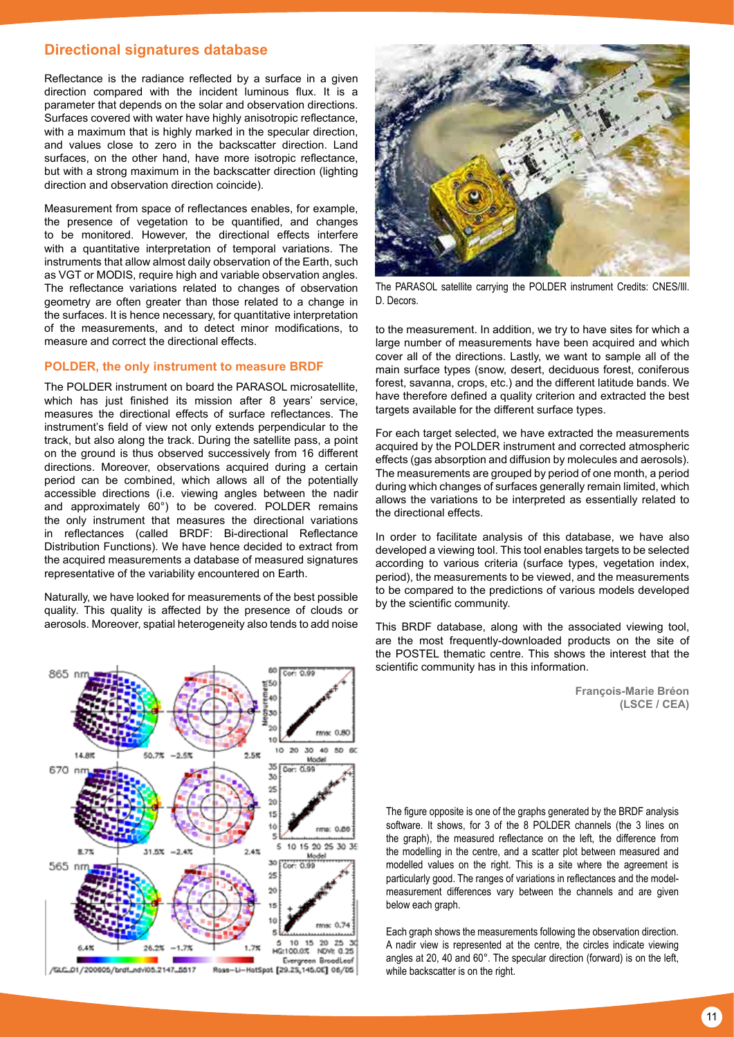## Directional signatures database

Reflectance is the radiance reflected by a surface in a given direction compared with the incident luminous flux. It is a parameter that depends on the solar and observation directions. Surfaces covered with water have highly anisotropic reflectance, with a maximum that is highly marked in the specular direction, and values close to zero in the backscatter direction. Land surfaces, on the other hand, have more isotropic reflectance, but with a strong maximum in the backscatter direction (lighting direction and observation direction coincide).

Measurement from space of reflectances enables, for example, the presence of vegetation to be quantified, and changes to be monitored. However, the directional effects interfere with a quantitative interpretation of temporal variations. The instruments that allow almost daily observation of the Earth, such as VGT or MODIS, require high and variable observation angles. The reflectance variations related to changes of observation geometry are often greater than those related to a change in the surfaces. It is hence necessary, for quantitative interpretation of the measurements, and to detect minor modifications, to measure and correct the directional effects.

### POLDER, the only instrument to measure BRDF

The POLDER instrument on board the PARASOL microsatellite, which has just finished its mission after 8 years' service, measures the directional effects of surface reflectances. The instrument's field of view not only extends perpendicular to the track, but also along the track. During the satellite pass, a point on the ground is thus observed successively from 16 different directions. Moreover, observations acquired during a certain period can be combined, which allows all of the potentially accessible directions (i.e. viewing angles between the nadir and approximately 60°) to be covered. POLDER remains the only instrument that measures the directional variations in reflectances (called BRDF: Bi-directional Reflectance Distribution Functions). We have hence decided to extract from the acquired measurements a database of measured signatures representative of the variability encountered on Earth.

Naturally, we have looked for measurements of the best possible quality. This quality is affected by the presence of clouds or aerosols. Moreover, spatial heterogeneity also tends to add noise to the measurement. In addition, we try to have sites for which a large number of measurements have been acquired and which cover all of the directions. Lastly, we want to sample all of the main surface types (snow, desert, deciduous forest, coniferous forest, savanna, crops, etc.) and the different latitude bands. We have therefore defined a quality criterion and extracted the best targets available for the different surface types.

The PARASOL satellite carrying the POLDER instrument Credits: CNES/Ill. D. Decors.

For each target selected, we have extracted the measurements acquired by the POLDER instrument and corrected atmospheric effects (gas absorption and diffusion by molecules and aerosols). The measurements are grouped by period of one month, a period during which changes of surfaces generally remain limited, which allows the variations to be interpreted as essentially related to the directional effects.

In order to facilitate analysis of this database, we have also developed a viewing tool. This tool enables targets to be selected according to various criteria (surface types, vegetation index, period), the measurements to be viewed, and the measurements to be compared to the predictions of various models developed by the scientific community.

This BRDF database, along with the associated viewing tool, are the most frequently-downloaded products on the site of the POSTEL thematic centre. This shows the interest that the scientific community has in this information.

**François-Marie Bréon**
**(LSCE / CEA)**

The figure opposite is one of the graphs generated by the BRDF analysis software. It shows, for 3 of the 8 POLDER channels (the 3 lines on the graph), the measured reflectance on the left, the difference from the modelling in the centre, and a scatter plot between measured and modelled values on the right. This is a site where the agreement is particularly good. The ranges of variations in reflectances and the model-measurement differences vary between the channels and are given below each graph.

Each graph shows the measurements following the observation direction. A nadir view is represented at the centre, the circles indicate viewing angles at 20, 40 and 60°. The specular direction (forward) is on the left, while backscatter is on the right.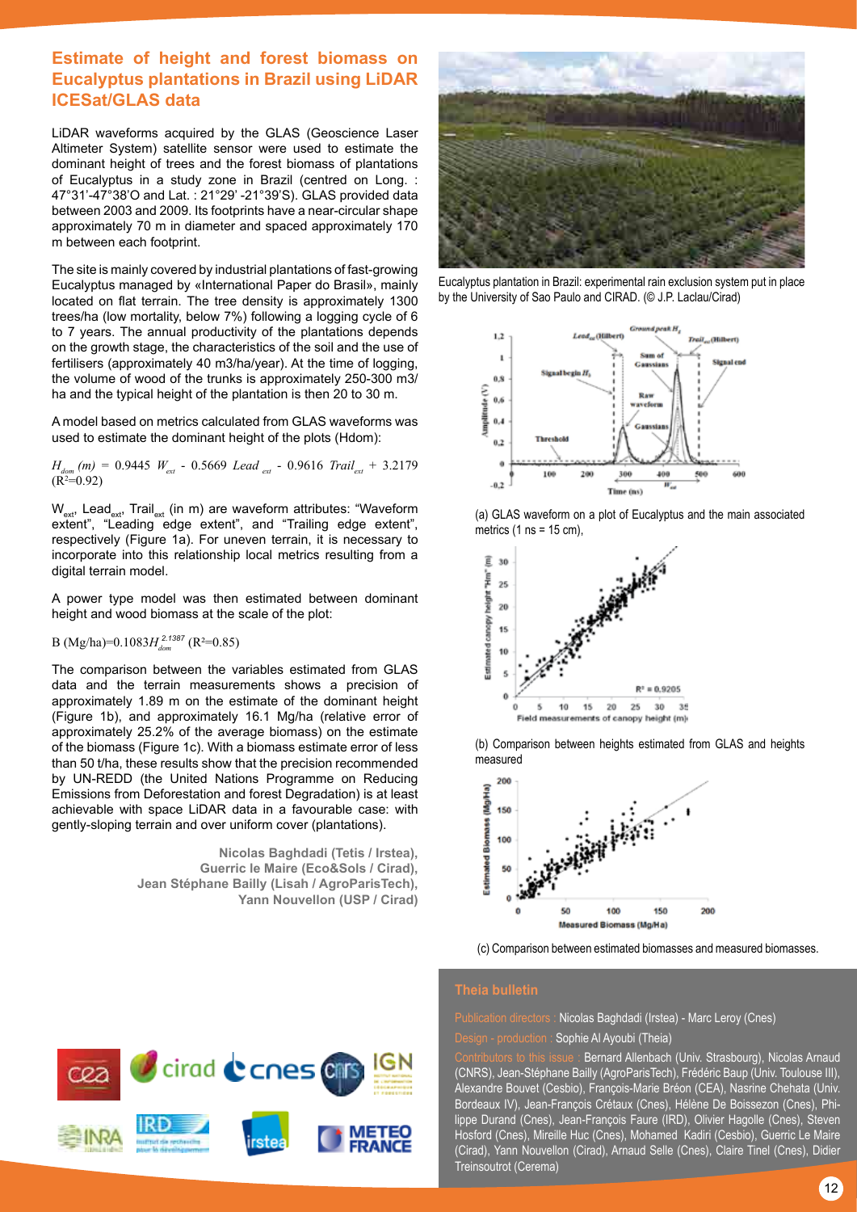## Estimate of height and forest biomass on Eucalyptus plantations in Brazil using LiDAR ICESat/GLAS data

LiDAR waveforms acquired by the GLAS (Geoscience Laser Altimeter System) satellite sensor were used to estimate the dominant height of trees and the forest biomass of plantations of Eucalyptus in a study zone in Brazil (centred on Long. : 47°31'-47°38'O and Lat. : 21°29' -21°39'S). GLAS provided data between 2003 and 2009. Its footprints have a near-circular shape approximately 70 m in diameter and spaced approximately 170 m between each footprint.

The site is mainly covered by industrial plantations of fast-growing Eucalyptus managed by «International Paper do Brasil», mainly located on flat terrain. The tree density is approximately 1300 trees/ha (low mortality, below 7%) following a logging cycle of 6 to 7 years. The annual productivity of the plantations depends on the growth stage, the characteristics of the soil and the use of fertilisers (approximately 40 m3/ha/year). At the time of logging, the volume of wood of the trunks is approximately 250-300 m3/ha and the typical height of the plantation is then 20 to 30 m.

A model based on metrics calculated from GLAS waveforms was used to estimate the dominant height of the plots (Hdom):

$H_{dom}\,(m) = 0.9445\ W_{ext} - 0.5669\ Lead_{ext} - 0.9616\ Trail_{ext} + 3.2179$ ($R^2$=0.92)

$W_{ext}$, $Lead_{ext}$, $Trail_{ext}$ (in m) are waveform attributes: "Waveform extent", "Leading edge extent", and "Trailing edge extent", respectively (Figure 1a). For uneven terrain, it is necessary to incorporate into this relationship local metrics resulting from a digital terrain model.

A power type model was then estimated between dominant height and wood biomass at the scale of the plot:

$B\ (Mg/ha)=0.1083H_{dom}^{2.1387}$ ($R^2$=0.85)

The comparison between the variables estimated from GLAS data and the terrain measurements shows a precision of approximately 1.89 m on the estimate of the dominant height (Figure 1b), and approximately 16.1 Mg/ha (relative error of approximately 25.2% of the average biomass) on the estimate of the biomass (Figure 1c). With a biomass estimate error of less than 50 t/ha, these results show that the precision recommended by UN-REDD (the United Nations Programme on Reducing Emissions from Deforestation and forest Degradation) is at least achievable with space LiDAR data in a favourable case: with gently-sloping terrain and over uniform cover (plantations).

**Nicolas Baghdadi (Tetis / Irstea),**
**Guerric le Maire (Eco&Sols / Cirad),**
**Jean Stéphane Bailly (Lisah / AgroParisTech),**
**Yann Nouvellon (USP / Cirad)**

Eucalyptus plantation in Brazil: experimental rain exclusion system put in place by the University of Sao Paulo and CIRAD. (© J.P. Laclau/Cirad)

Lead$_{ext}$ (Hilbert)
Ground peak $H_g$
Trail$_{ext}$ (Hilbert)
Sum of Gaussians
Signal end
Signal begin $H_b$
Raw waveform
Gaussians
Threshold
Amplitude (V)
Time (ns)
$W_{ext}$

(a) GLAS waveform on a plot of Eucalyptus and the main associated metrics (1 ns = 15 cm),

Estimated canopy height "Hm" (m)
$R^2$ = 0.9205
Field measurements of canopy height (m)

(b) Comparison between heights estimated from GLAS and heights measured

Estimated Biomass (Mg/Ha)
Measured Biomass (Mg/Ha)

(c) Comparison between estimated biomasses and measured biomasses.

### Theia bulletin

Publication directors : Nicolas Baghdadi (Irstea) - Marc Leroy (Cnes)

Design - production : Sophie Al Ayoubi (Theia)

Contributors to this issue : Bernard Allenbach (Univ. Strasbourg), Nicolas Arnaud (CNRS), Jean-Stéphane Bailly (AgroParisTech), Frédéric Baup (Univ. Toulouse III), Alexandre Bouvet (Cesbio), François-Marie Bréon (CEA), Nasrine Chehata (Univ. Bordeaux IV), Jean-François Crétaux (Cnes), Hélène De Boissezon (Cnes), Philippe Durand (Cnes), Jean-François Faure (IRD), Olivier Hagolle (Cnes), Steven Hosford (Cnes), Mireille Huc (Cnes), Mohamed Kadiri (Cesbio), Guerric Le Maire (Cirad), Yann Nouvellon (Cirad), Arnaud Selle (Cnes), Claire Tinel (Cnes), Didier Treinsoutrot (Cerema)